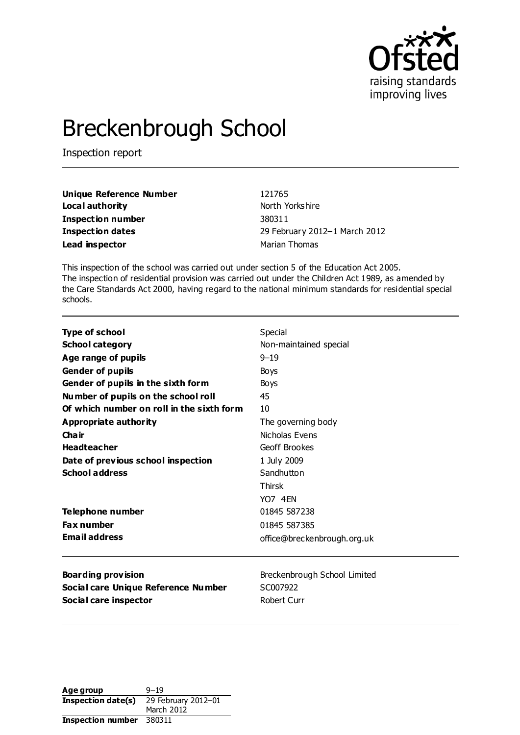# Breckenbrough School

Inspection report

| | |
|---|---|
| **Unique Reference Number** | 121765 |
| **Local authority** | North Yorkshire |
| **Inspection number** | 380311 |
| **Inspection dates** | 29 February 2012–1 March 2012 |
| **Lead inspector** | Marian Thomas |

This inspection of the school was carried out under section 5 of the Education Act 2005. The inspection of residential provision was carried out under the Children Act 1989, as amended by the Care Standards Act 2000, having regard to the national minimum standards for residential special schools.

| | |
|---|---|
| **Type of school** | Special |
| **School category** | Non-maintained special |
| **Age range of pupils** | 9–19 |
| **Gender of pupils** | Boys |
| **Gender of pupils in the sixth form** | Boys |
| **Number of pupils on the school roll** | 45 |
| **Of which number on roll in the sixth form** | 10 |
| **Appropriate authority** | The governing body |
| **Chair** | Nicholas Evens |
| **Headteacher** | Geoff Brookes |
| **Date of previous school inspection** | 1 July 2009 |
| **School address** | Sandhutton<br>Thirsk<br>YO7 4EN |
| **Telephone number** | 01845 587238 |
| **Fax number** | 01845 587385 |
| **Email address** | office@breckenbrough.org.uk |

| | |
|---|---|
| **Boarding provision** | Breckenbrough School Limited |
| **Social care Unique Reference Number** | SC007922 |
| **Social care inspector** | Robert Curr |

| | |
|---|---|
| **Age group** | 9–19 |
| **Inspection date(s)** | 29 February 2012–01 March 2012 |
| **Inspection number** | 380311 |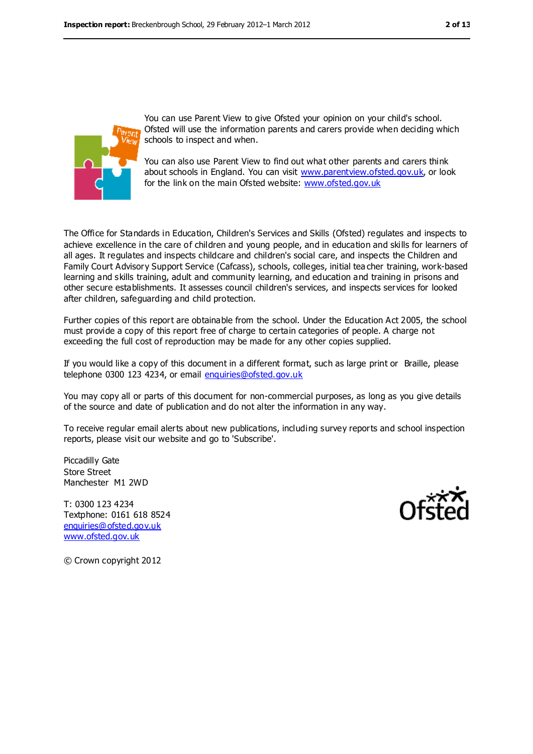You can use Parent View to give Ofsted your opinion on your child's school. Ofsted will use the information parents and carers provide when deciding which schools to inspect and when.

You can also use Parent View to find out what other parents and carers think about schools in England. You can visit www.parentview.ofsted.gov.uk, or look for the link on the main Ofsted website: www.ofsted.gov.uk

The Office for Standards in Education, Children's Services and Skills (Ofsted) regulates and inspects to achieve excellence in the care of children and young people, and in education and skills for learners of all ages. It regulates and inspects childcare and children's social care, and inspects the Children and Family Court Advisory Support Service (Cafcass), schools, colleges, initial teacher training, work-based learning and skills training, adult and community learning, and education and training in prisons and other secure establishments. It assesses council children's services, and inspects services for looked after children, safeguarding and child protection.

Further copies of this report are obtainable from the school. Under the Education Act 2005, the school must provide a copy of this report free of charge to certain categories of people. A charge not exceeding the full cost of reproduction may be made for any other copies supplied.

If you would like a copy of this document in a different format, such as large print or Braille, please telephone 0300 123 4234, or email enquiries@ofsted.gov.uk

You may copy all or parts of this document for non-commercial purposes, as long as you give details of the source and date of publication and do not alter the information in any way.

To receive regular email alerts about new publications, including survey reports and school inspection reports, please visit our website and go to 'Subscribe'.

Piccadilly Gate
Store Street
Manchester M1 2WD

T: 0300 123 4234
Textphone: 0161 618 8524
enquiries@ofsted.gov.uk
www.ofsted.gov.uk

© Crown copyright 2012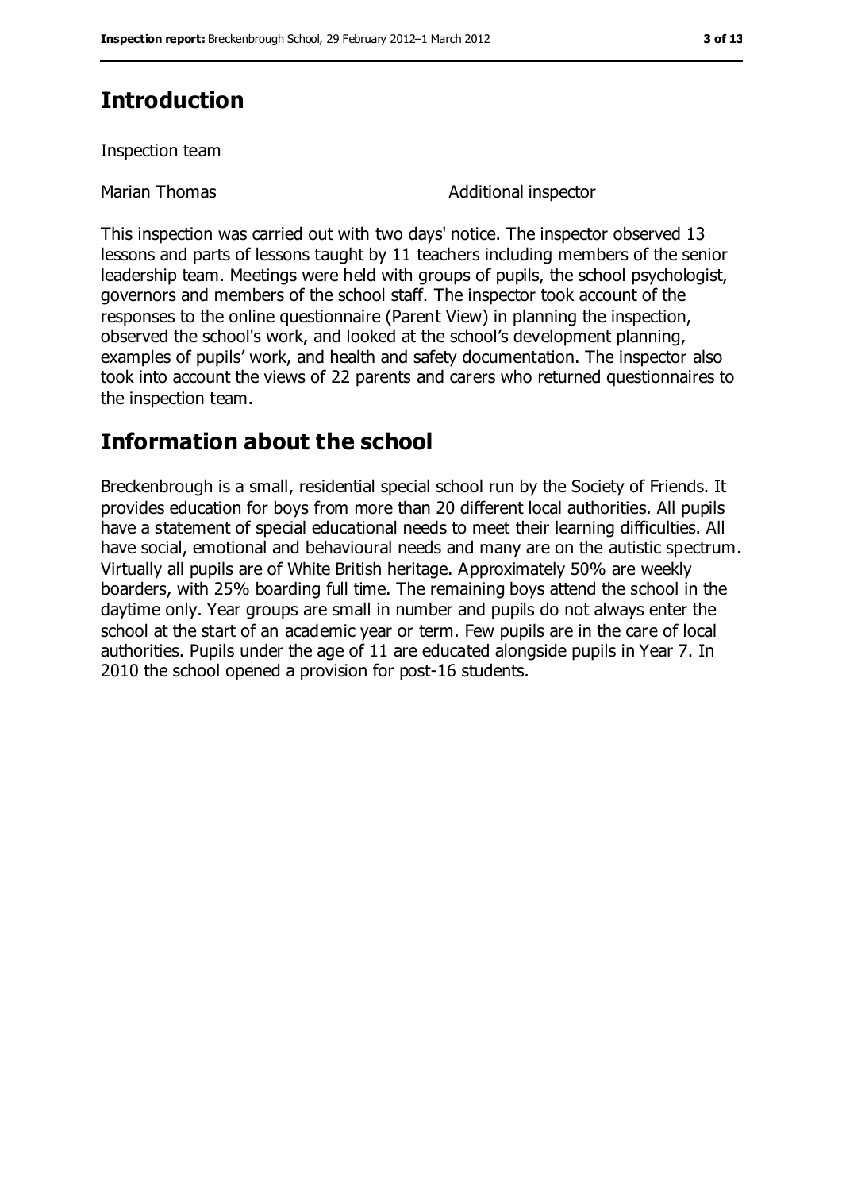## Introduction

Inspection team

| | |
|---|---|
| Marian Thomas | Additional inspector |

This inspection was carried out with two days' notice. The inspector observed 13 lessons and parts of lessons taught by 11 teachers including members of the senior leadership team. Meetings were held with groups of pupils, the school psychologist, governors and members of the school staff. The inspector took account of the responses to the online questionnaire (Parent View) in planning the inspection, observed the school's work, and looked at the school's development planning, examples of pupils' work, and health and safety documentation. The inspector also took into account the views of 22 parents and carers who returned questionnaires to the inspection team.

## Information about the school

Breckenbrough is a small, residential special school run by the Society of Friends. It provides education for boys from more than 20 different local authorities. All pupils have a statement of special educational needs to meet their learning difficulties. All have social, emotional and behavioural needs and many are on the autistic spectrum. Virtually all pupils are of White British heritage. Approximately 50% are weekly boarders, with 25% boarding full time. The remaining boys attend the school in the daytime only. Year groups are small in number and pupils do not always enter the school at the start of an academic year or term. Few pupils are in the care of local authorities. Pupils under the age of 11 are educated alongside pupils in Year 7. In 2010 the school opened a provision for post-16 students.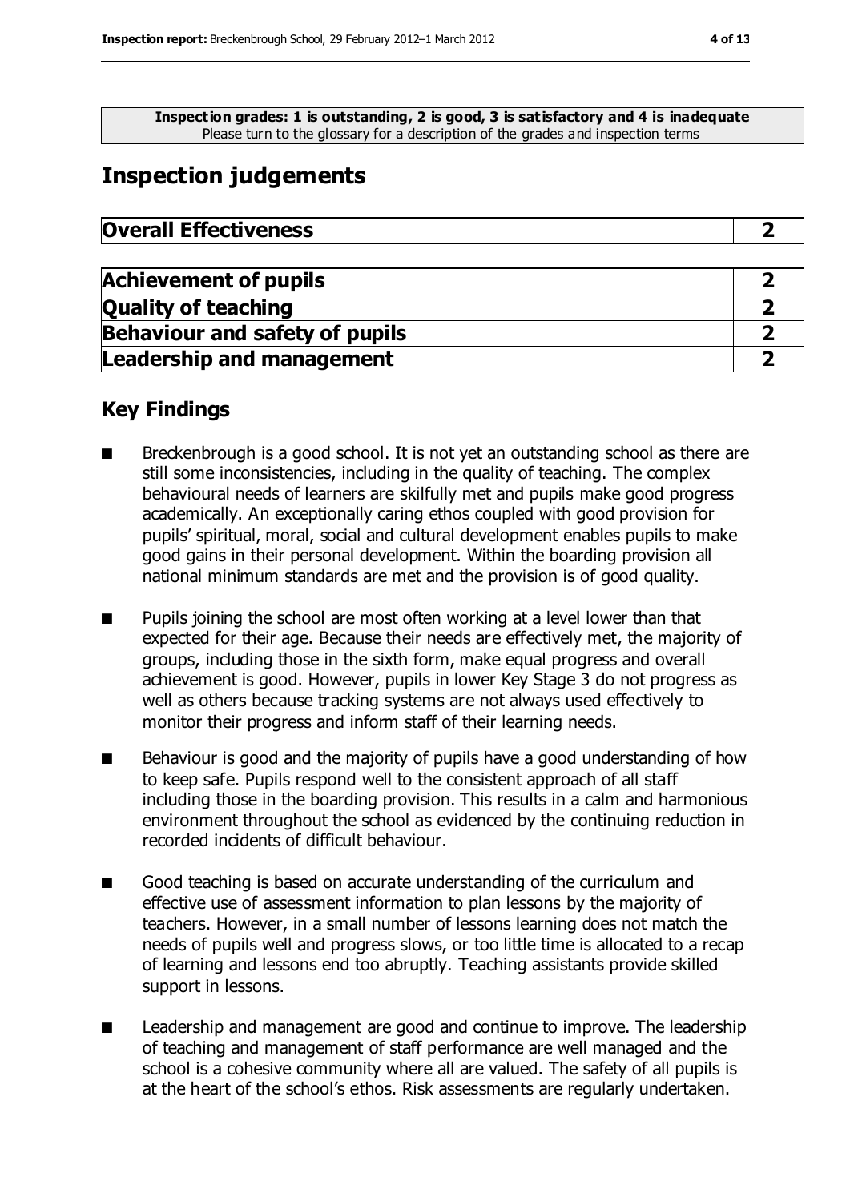**Inspection grades: 1 is outstanding, 2 is good, 3 is satisfactory and 4 is inadequate**
Please turn to the glossary for a description of the grades and inspection terms

# Inspection judgements

| Overall Effectiveness | 2 |
| --- | --- |

| Achievement of pupils | 2 |
| --- | --- |
| Quality of teaching | 2 |
| Behaviour and safety of pupils | 2 |
| Leadership and management | 2 |

## Key Findings

- Breckenbrough is a good school. It is not yet an outstanding school as there are still some inconsistencies, including in the quality of teaching. The complex behavioural needs of learners are skilfully met and pupils make good progress academically. An exceptionally caring ethos coupled with good provision for pupils' spiritual, moral, social and cultural development enables pupils to make good gains in their personal development. Within the boarding provision all national minimum standards are met and the provision is of good quality.
- Pupils joining the school are most often working at a level lower than that expected for their age. Because their needs are effectively met, the majority of groups, including those in the sixth form, make equal progress and overall achievement is good. However, pupils in lower Key Stage 3 do not progress as well as others because tracking systems are not always used effectively to monitor their progress and inform staff of their learning needs.
- Behaviour is good and the majority of pupils have a good understanding of how to keep safe. Pupils respond well to the consistent approach of all staff including those in the boarding provision. This results in a calm and harmonious environment throughout the school as evidenced by the continuing reduction in recorded incidents of difficult behaviour.
- Good teaching is based on accurate understanding of the curriculum and effective use of assessment information to plan lessons by the majority of teachers. However, in a small number of lessons learning does not match the needs of pupils well and progress slows, or too little time is allocated to a recap of learning and lessons end too abruptly. Teaching assistants provide skilled support in lessons.
- Leadership and management are good and continue to improve. The leadership of teaching and management of staff performance are well managed and the school is a cohesive community where all are valued. The safety of all pupils is at the heart of the school's ethos. Risk assessments are regularly undertaken.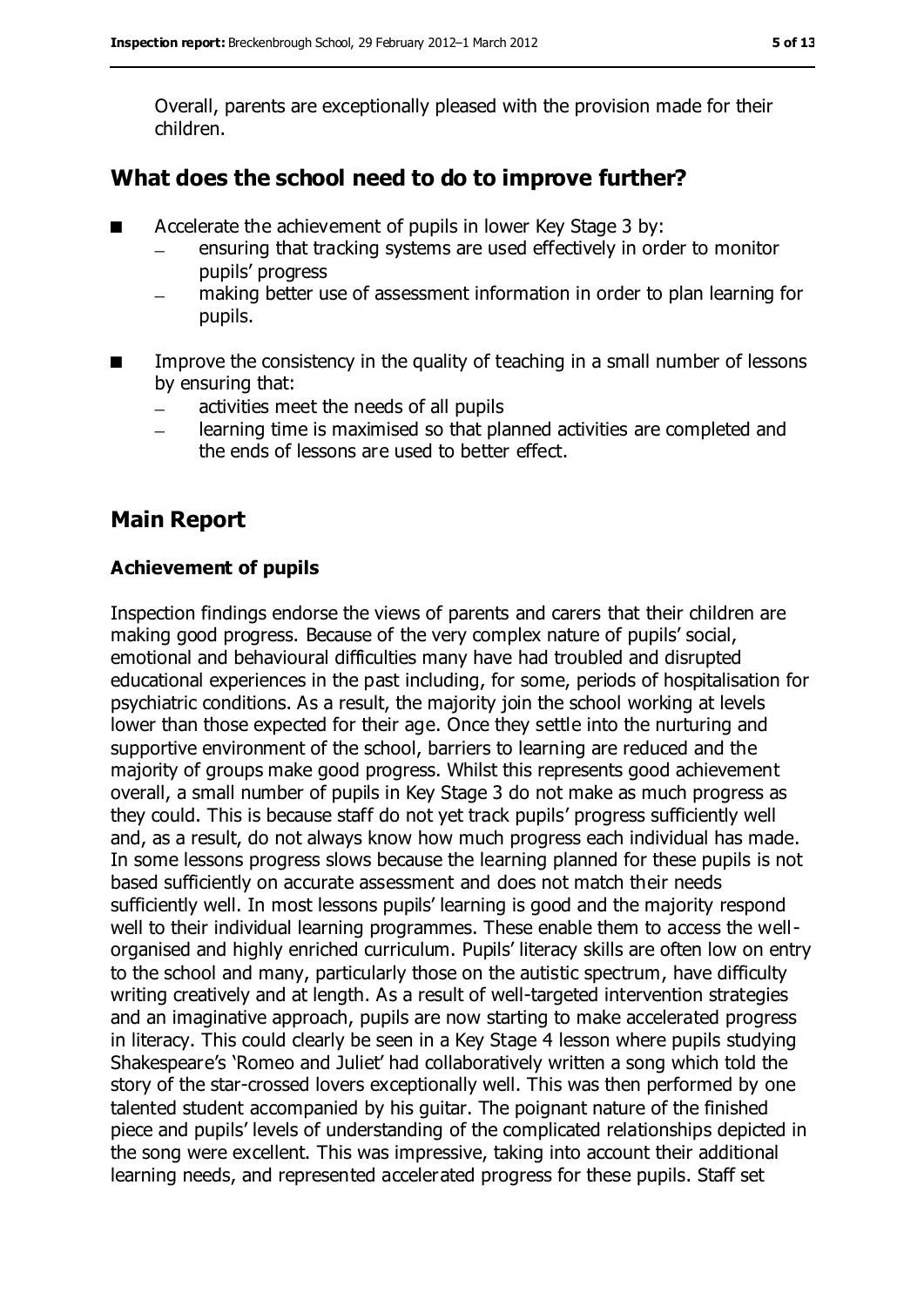Overall, parents are exceptionally pleased with the provision made for their children.

## What does the school need to do to improve further?

- Accelerate the achievement of pupils in lower Key Stage 3 by:
  - ensuring that tracking systems are used effectively in order to monitor pupils' progress
  - making better use of assessment information in order to plan learning for pupils.
- Improve the consistency in the quality of teaching in a small number of lessons by ensuring that:
  - activities meet the needs of all pupils
  - learning time is maximised so that planned activities are completed and the ends of lessons are used to better effect.

## Main Report

### Achievement of pupils

Inspection findings endorse the views of parents and carers that their children are making good progress. Because of the very complex nature of pupils' social, emotional and behavioural difficulties many have had troubled and disrupted educational experiences in the past including, for some, periods of hospitalisation for psychiatric conditions. As a result, the majority join the school working at levels lower than those expected for their age. Once they settle into the nurturing and supportive environment of the school, barriers to learning are reduced and the majority of groups make good progress. Whilst this represents good achievement overall, a small number of pupils in Key Stage 3 do not make as much progress as they could. This is because staff do not yet track pupils' progress sufficiently well and, as a result, do not always know how much progress each individual has made. In some lessons progress slows because the learning planned for these pupils is not based sufficiently on accurate assessment and does not match their needs sufficiently well. In most lessons pupils' learning is good and the majority respond well to their individual learning programmes. These enable them to access the well-organised and highly enriched curriculum. Pupils' literacy skills are often low on entry to the school and many, particularly those on the autistic spectrum, have difficulty writing creatively and at length. As a result of well-targeted intervention strategies and an imaginative approach, pupils are now starting to make accelerated progress in literacy. This could clearly be seen in a Key Stage 4 lesson where pupils studying Shakespeare's 'Romeo and Juliet' had collaboratively written a song which told the story of the star-crossed lovers exceptionally well. This was then performed by one talented student accompanied by his guitar. The poignant nature of the finished piece and pupils' levels of understanding of the complicated relationships depicted in the song were excellent. This was impressive, taking into account their additional learning needs, and represented accelerated progress for these pupils. Staff set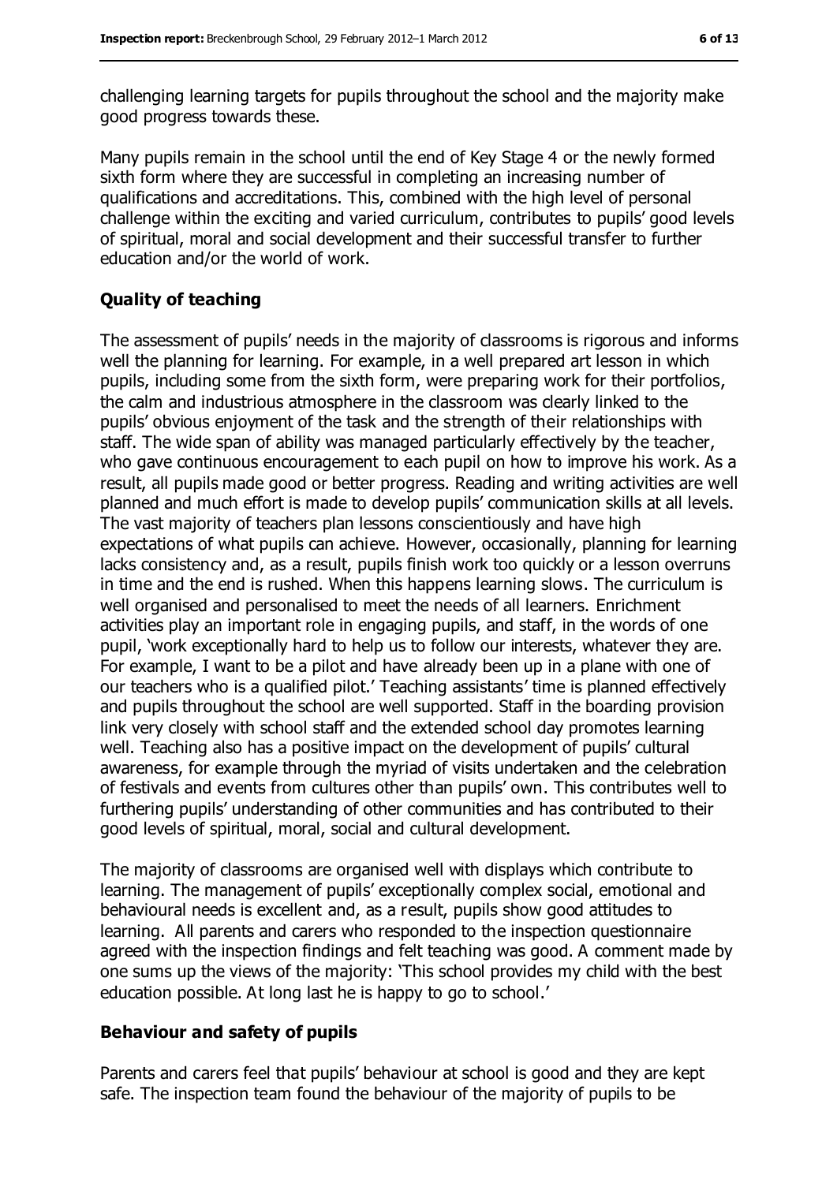challenging learning targets for pupils throughout the school and the majority make good progress towards these.

Many pupils remain in the school until the end of Key Stage 4 or the newly formed sixth form where they are successful in completing an increasing number of qualifications and accreditations. This, combined with the high level of personal challenge within the exciting and varied curriculum, contributes to pupils' good levels of spiritual, moral and social development and their successful transfer to further education and/or the world of work.

### Quality of teaching

The assessment of pupils' needs in the majority of classrooms is rigorous and informs well the planning for learning. For example, in a well prepared art lesson in which pupils, including some from the sixth form, were preparing work for their portfolios, the calm and industrious atmosphere in the classroom was clearly linked to the pupils' obvious enjoyment of the task and the strength of their relationships with staff. The wide span of ability was managed particularly effectively by the teacher, who gave continuous encouragement to each pupil on how to improve his work. As a result, all pupils made good or better progress. Reading and writing activities are well planned and much effort is made to develop pupils' communication skills at all levels. The vast majority of teachers plan lessons conscientiously and have high expectations of what pupils can achieve. However, occasionally, planning for learning lacks consistency and, as a result, pupils finish work too quickly or a lesson overruns in time and the end is rushed. When this happens learning slows. The curriculum is well organised and personalised to meet the needs of all learners. Enrichment activities play an important role in engaging pupils, and staff, in the words of one pupil, 'work exceptionally hard to help us to follow our interests, whatever they are. For example, I want to be a pilot and have already been up in a plane with one of our teachers who is a qualified pilot.' Teaching assistants' time is planned effectively and pupils throughout the school are well supported. Staff in the boarding provision link very closely with school staff and the extended school day promotes learning well. Teaching also has a positive impact on the development of pupils' cultural awareness, for example through the myriad of visits undertaken and the celebration of festivals and events from cultures other than pupils' own. This contributes well to furthering pupils' understanding of other communities and has contributed to their good levels of spiritual, moral, social and cultural development.

The majority of classrooms are organised well with displays which contribute to learning. The management of pupils' exceptionally complex social, emotional and behavioural needs is excellent and, as a result, pupils show good attitudes to learning. All parents and carers who responded to the inspection questionnaire agreed with the inspection findings and felt teaching was good. A comment made by one sums up the views of the majority: 'This school provides my child with the best education possible. At long last he is happy to go to school.'

### Behaviour and safety of pupils

Parents and carers feel that pupils' behaviour at school is good and they are kept safe. The inspection team found the behaviour of the majority of pupils to be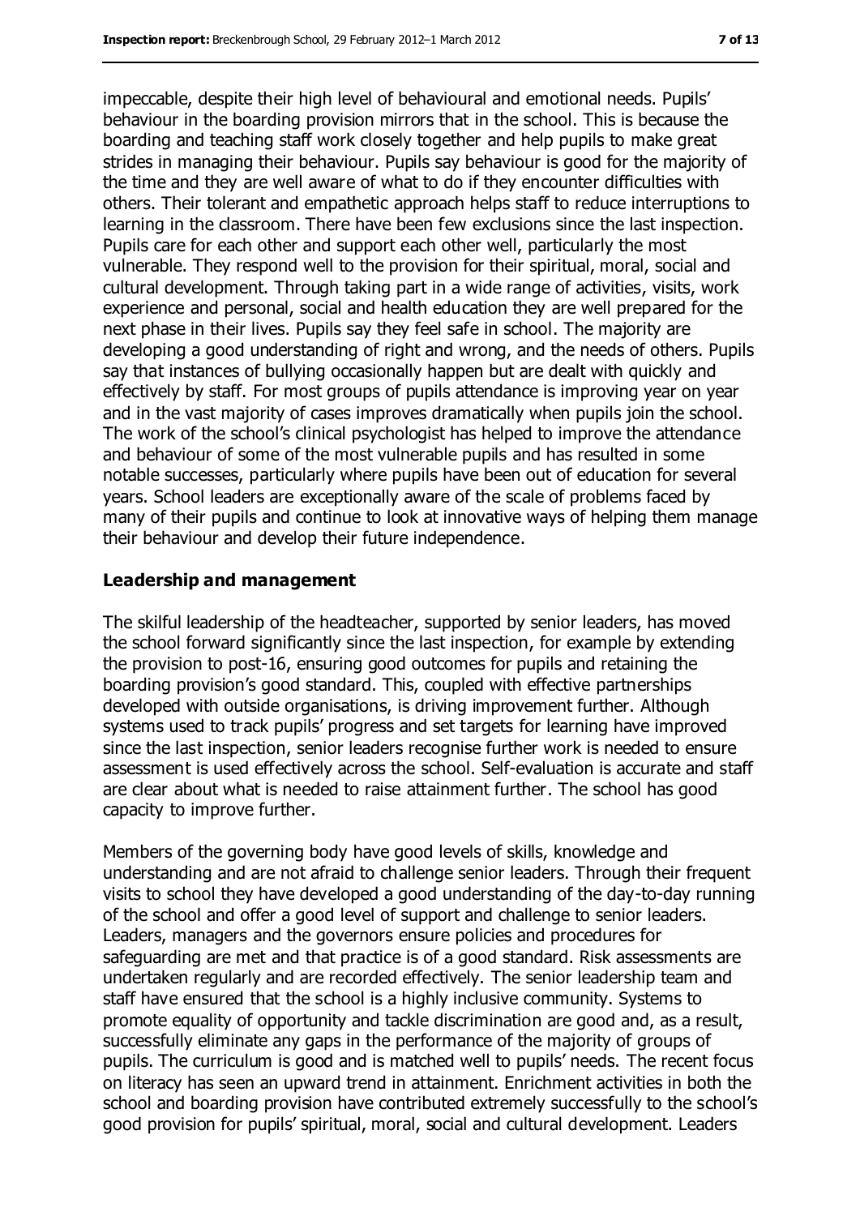impeccable, despite their high level of behavioural and emotional needs. Pupils' behaviour in the boarding provision mirrors that in the school. This is because the boarding and teaching staff work closely together and help pupils to make great strides in managing their behaviour. Pupils say behaviour is good for the majority of the time and they are well aware of what to do if they encounter difficulties with others. Their tolerant and empathetic approach helps staff to reduce interruptions to learning in the classroom. There have been few exclusions since the last inspection. Pupils care for each other and support each other well, particularly the most vulnerable. They respond well to the provision for their spiritual, moral, social and cultural development. Through taking part in a wide range of activities, visits, work experience and personal, social and health education they are well prepared for the next phase in their lives. Pupils say they feel safe in school. The majority are developing a good understanding of right and wrong, and the needs of others. Pupils say that instances of bullying occasionally happen but are dealt with quickly and effectively by staff. For most groups of pupils attendance is improving year on year and in the vast majority of cases improves dramatically when pupils join the school. The work of the school's clinical psychologist has helped to improve the attendance and behaviour of some of the most vulnerable pupils and has resulted in some notable successes, particularly where pupils have been out of education for several years. School leaders are exceptionally aware of the scale of problems faced by many of their pupils and continue to look at innovative ways of helping them manage their behaviour and develop their future independence.

### Leadership and management

The skilful leadership of the headteacher, supported by senior leaders, has moved the school forward significantly since the last inspection, for example by extending the provision to post-16, ensuring good outcomes for pupils and retaining the boarding provision's good standard. This, coupled with effective partnerships developed with outside organisations, is driving improvement further. Although systems used to track pupils' progress and set targets for learning have improved since the last inspection, senior leaders recognise further work is needed to ensure assessment is used effectively across the school. Self-evaluation is accurate and staff are clear about what is needed to raise attainment further. The school has good capacity to improve further.

Members of the governing body have good levels of skills, knowledge and understanding and are not afraid to challenge senior leaders. Through their frequent visits to school they have developed a good understanding of the day-to-day running of the school and offer a good level of support and challenge to senior leaders. Leaders, managers and the governors ensure policies and procedures for safeguarding are met and that practice is of a good standard. Risk assessments are undertaken regularly and are recorded effectively. The senior leadership team and staff have ensured that the school is a highly inclusive community. Systems to promote equality of opportunity and tackle discrimination are good and, as a result, successfully eliminate any gaps in the performance of the majority of groups of pupils. The curriculum is good and is matched well to pupils' needs. The recent focus on literacy has seen an upward trend in attainment. Enrichment activities in both the school and boarding provision have contributed extremely successfully to the school's good provision for pupils' spiritual, moral, social and cultural development. Leaders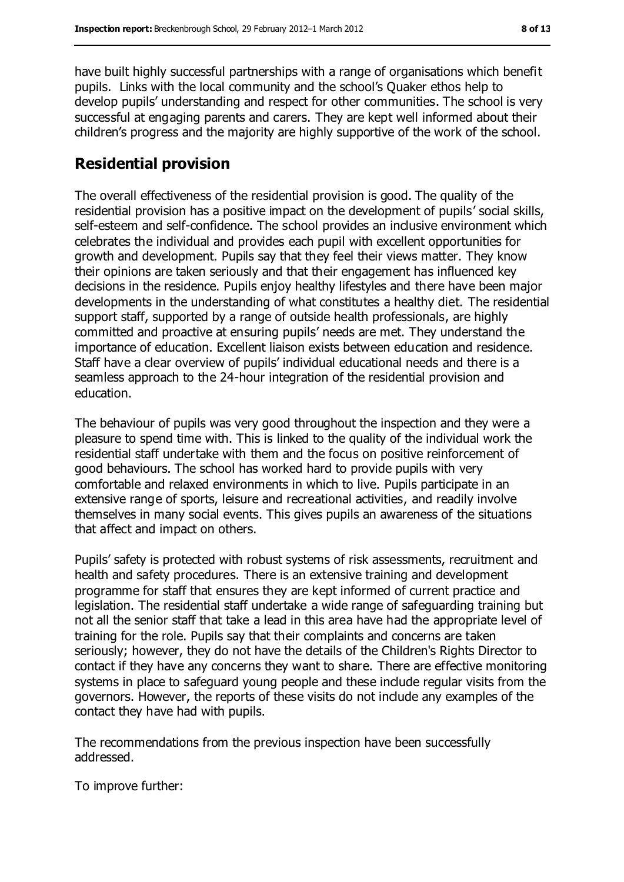have built highly successful partnerships with a range of organisations which benefit pupils. Links with the local community and the school's Quaker ethos help to develop pupils' understanding and respect for other communities. The school is very successful at engaging parents and carers. They are kept well informed about their children's progress and the majority are highly supportive of the work of the school.

## Residential provision

The overall effectiveness of the residential provision is good. The quality of the residential provision has a positive impact on the development of pupils' social skills, self-esteem and self-confidence. The school provides an inclusive environment which celebrates the individual and provides each pupil with excellent opportunities for growth and development. Pupils say that they feel their views matter. They know their opinions are taken seriously and that their engagement has influenced key decisions in the residence. Pupils enjoy healthy lifestyles and there have been major developments in the understanding of what constitutes a healthy diet. The residential support staff, supported by a range of outside health professionals, are highly committed and proactive at ensuring pupils' needs are met. They understand the importance of education. Excellent liaison exists between education and residence. Staff have a clear overview of pupils' individual educational needs and there is a seamless approach to the 24-hour integration of the residential provision and education.

The behaviour of pupils was very good throughout the inspection and they were a pleasure to spend time with. This is linked to the quality of the individual work the residential staff undertake with them and the focus on positive reinforcement of good behaviours. The school has worked hard to provide pupils with very comfortable and relaxed environments in which to live. Pupils participate in an extensive range of sports, leisure and recreational activities, and readily involve themselves in many social events. This gives pupils an awareness of the situations that affect and impact on others.

Pupils' safety is protected with robust systems of risk assessments, recruitment and health and safety procedures. There is an extensive training and development programme for staff that ensures they are kept informed of current practice and legislation. The residential staff undertake a wide range of safeguarding training but not all the senior staff that take a lead in this area have had the appropriate level of training for the role. Pupils say that their complaints and concerns are taken seriously; however, they do not have the details of the Children's Rights Director to contact if they have any concerns they want to share. There are effective monitoring systems in place to safeguard young people and these include regular visits from the governors. However, the reports of these visits do not include any examples of the contact they have had with pupils.

The recommendations from the previous inspection have been successfully addressed.

To improve further: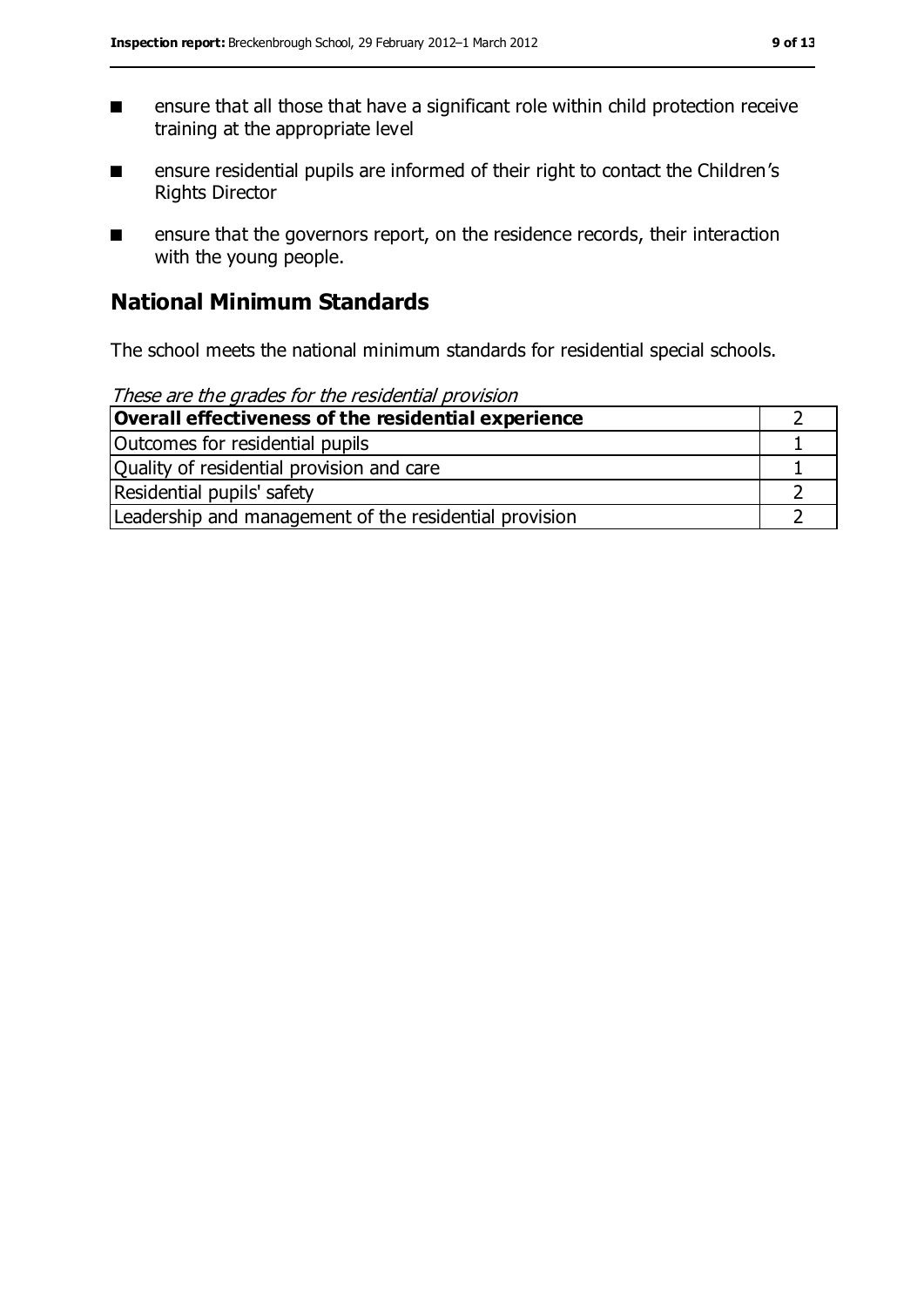- ensure that all those that have a significant role within child protection receive training at the appropriate level
- ensure residential pupils are informed of their right to contact the Children's Rights Director
- ensure that the governors report, on the residence records, their interaction with the young people.

## National Minimum Standards

The school meets the national minimum standards for residential special schools.

*These are the grades for the residential provision*

| **Overall effectiveness of the residential experience** | 2 |
|---|---|
| Outcomes for residential pupils | 1 |
| Quality of residential provision and care | 1 |
| Residential pupils' safety | 2 |
| Leadership and management of the residential provision | 2 |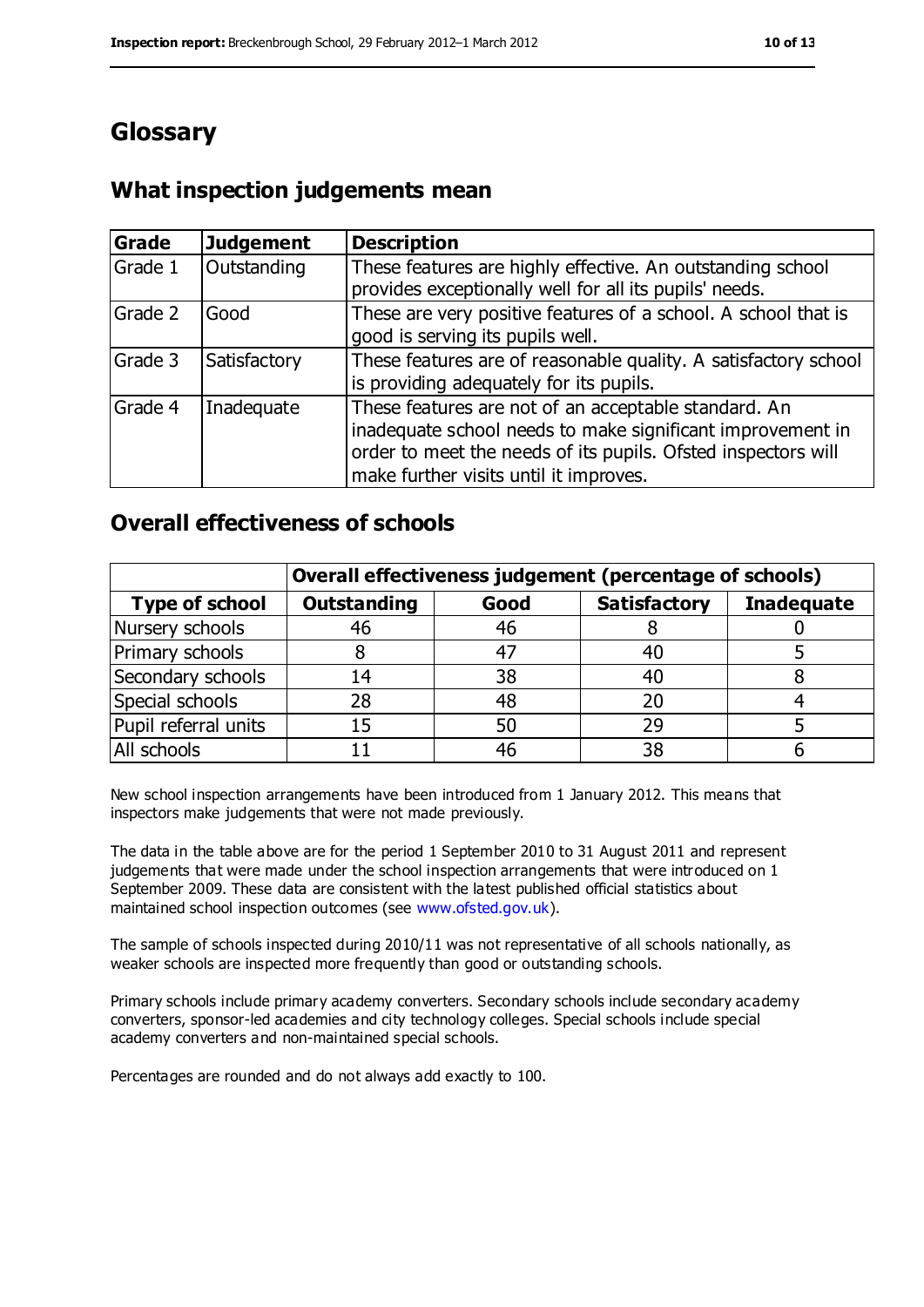# Glossary

## What inspection judgements mean

| Grade | Judgement | Description |
|---|---|---|
| Grade 1 | Outstanding | These features are highly effective. An outstanding school provides exceptionally well for all its pupils' needs. |
| Grade 2 | Good | These are very positive features of a school. A school that is good is serving its pupils well. |
| Grade 3 | Satisfactory | These features are of reasonable quality. A satisfactory school is providing adequately for its pupils. |
| Grade 4 | Inadequate | These features are not of an acceptable standard. An inadequate school needs to make significant improvement in order to meet the needs of its pupils. Ofsted inspectors will make further visits until it improves. |

## Overall effectiveness of schools

| | Overall effectiveness judgement (percentage of schools) | | | |
|---|---|---|---|---|
| **Type of school** | **Outstanding** | **Good** | **Satisfactory** | **Inadequate** |
| Nursery schools | 46 | 46 | 8 | 0 |
| Primary schools | 8 | 47 | 40 | 5 |
| Secondary schools | 14 | 38 | 40 | 8 |
| Special schools | 28 | 48 | 20 | 4 |
| Pupil referral units | 15 | 50 | 29 | 5 |
| All schools | 11 | 46 | 38 | 6 |

New school inspection arrangements have been introduced from 1 January 2012. This means that inspectors make judgements that were not made previously.

The data in the table above are for the period 1 September 2010 to 31 August 2011 and represent judgements that were made under the school inspection arrangements that were introduced on 1 September 2009. These data are consistent with the latest published official statistics about maintained school inspection outcomes (see www.ofsted.gov.uk).

The sample of schools inspected during 2010/11 was not representative of all schools nationally, as weaker schools are inspected more frequently than good or outstanding schools.

Primary schools include primary academy converters. Secondary schools include secondary academy converters, sponsor-led academies and city technology colleges. Special schools include special academy converters and non-maintained special schools.

Percentages are rounded and do not always add exactly to 100.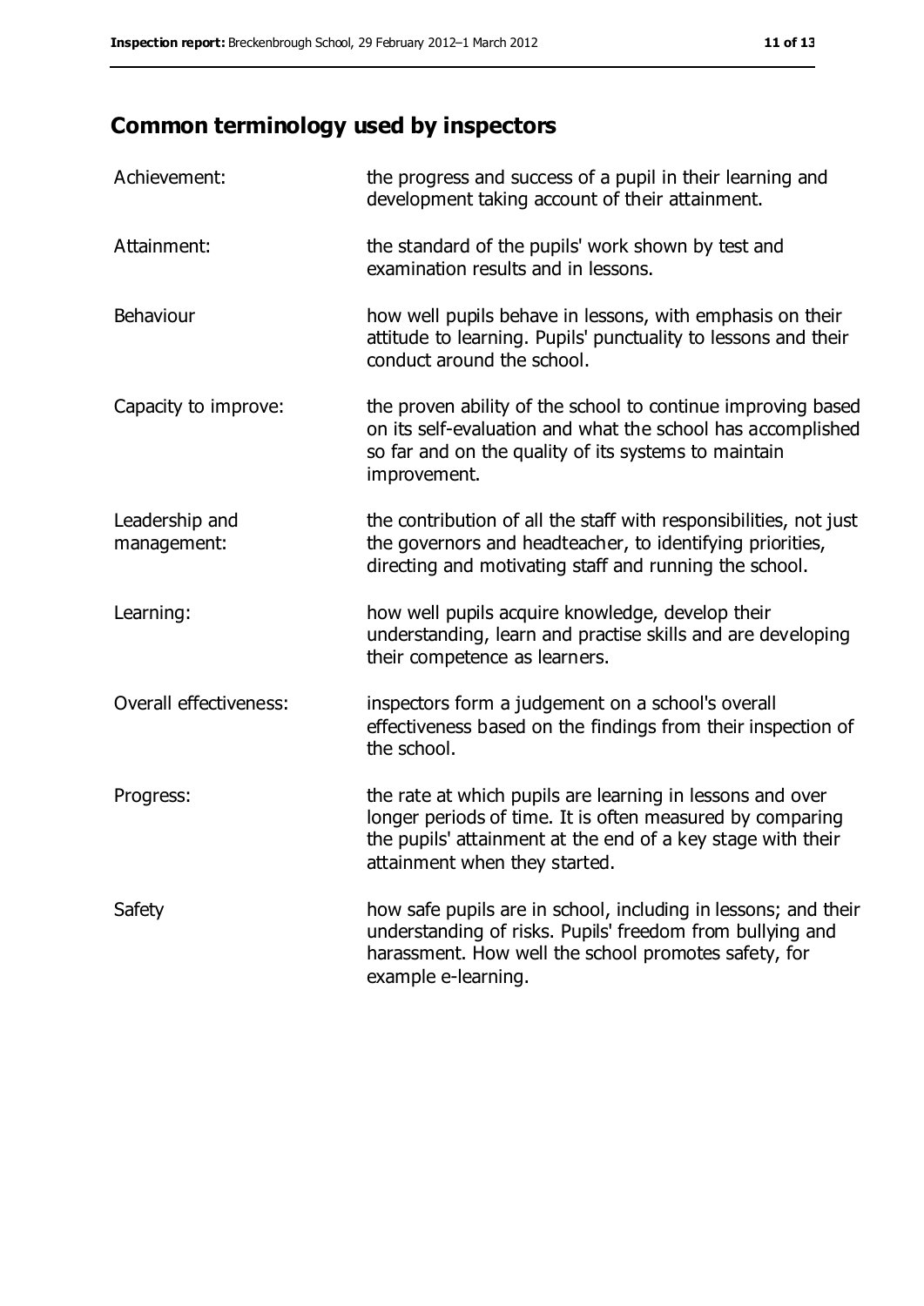## Common terminology used by inspectors

| | |
|---|---|
| Achievement: | the progress and success of a pupil in their learning and development taking account of their attainment. |
| Attainment: | the standard of the pupils' work shown by test and examination results and in lessons. |
| Behaviour | how well pupils behave in lessons, with emphasis on their attitude to learning. Pupils' punctuality to lessons and their conduct around the school. |
| Capacity to improve: | the proven ability of the school to continue improving based on its self-evaluation and what the school has accomplished so far and on the quality of its systems to maintain improvement. |
| Leadership and management: | the contribution of all the staff with responsibilities, not just the governors and headteacher, to identifying priorities, directing and motivating staff and running the school. |
| Learning: | how well pupils acquire knowledge, develop their understanding, learn and practise skills and are developing their competence as learners. |
| Overall effectiveness: | inspectors form a judgement on a school's overall effectiveness based on the findings from their inspection of the school. |
| Progress: | the rate at which pupils are learning in lessons and over longer periods of time. It is often measured by comparing the pupils' attainment at the end of a key stage with their attainment when they started. |
| Safety | how safe pupils are in school, including in lessons; and their understanding of risks. Pupils' freedom from bullying and harassment. How well the school promotes safety, for example e-learning. |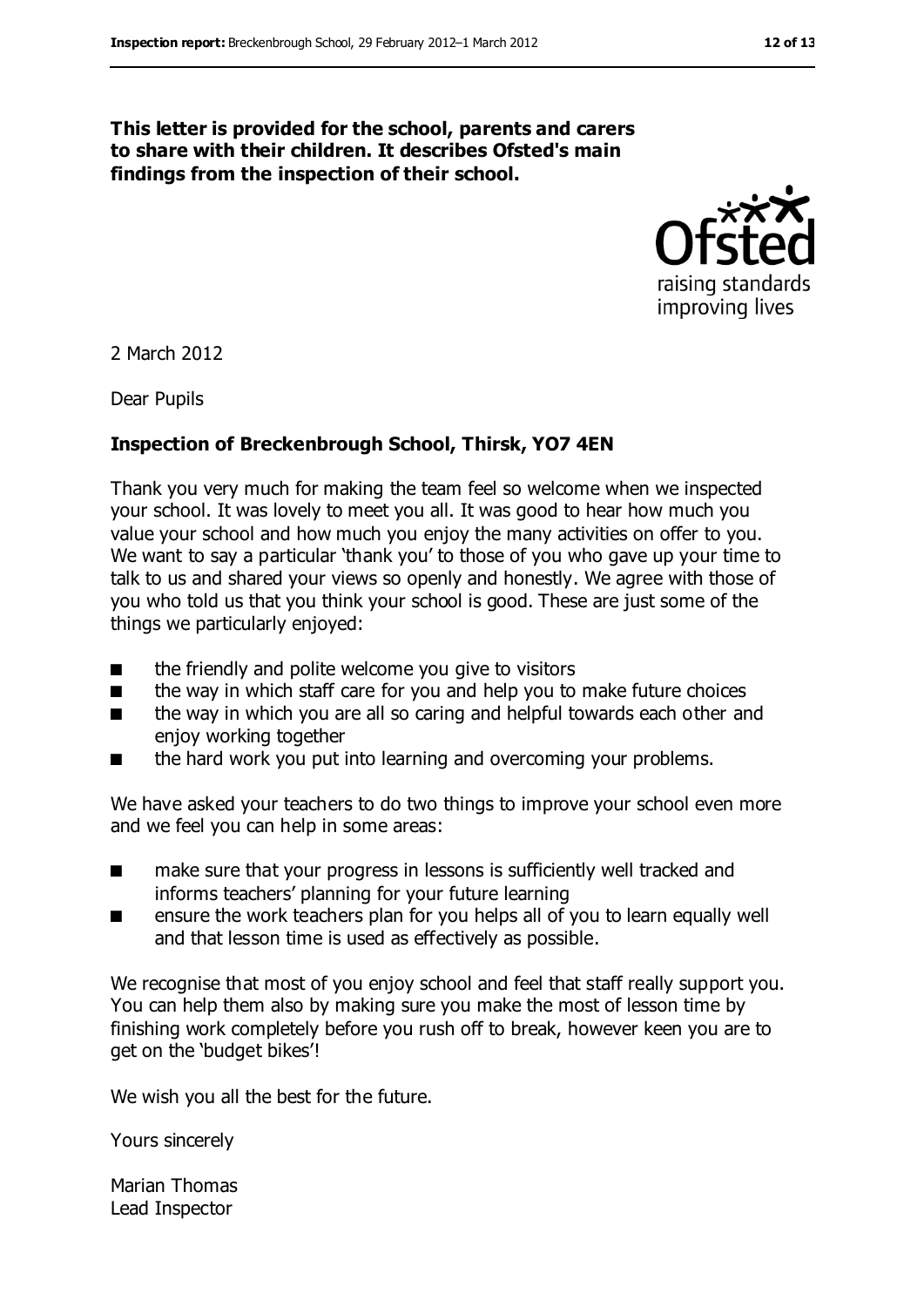**This letter is provided for the school, parents and carers to share with their children. It describes Ofsted's main findings from the inspection of their school.**

2 March 2012

Dear Pupils

**Inspection of Breckenbrough School, Thirsk, YO7 4EN**

Thank you very much for making the team feel so welcome when we inspected your school. It was lovely to meet you all. It was good to hear how much you value your school and how much you enjoy the many activities on offer to you. We want to say a particular 'thank you' to those of you who gave up your time to talk to us and shared your views so openly and honestly. We agree with those of you who told us that you think your school is good. These are just some of the things we particularly enjoyed:

- the friendly and polite welcome you give to visitors
- the way in which staff care for you and help you to make future choices
- the way in which you are all so caring and helpful towards each other and enjoy working together
- the hard work you put into learning and overcoming your problems.

We have asked your teachers to do two things to improve your school even more and we feel you can help in some areas:

- make sure that your progress in lessons is sufficiently well tracked and informs teachers' planning for your future learning
- ensure the work teachers plan for you helps all of you to learn equally well and that lesson time is used as effectively as possible.

We recognise that most of you enjoy school and feel that staff really support you. You can help them also by making sure you make the most of lesson time by finishing work completely before you rush off to break, however keen you are to get on the 'budget bikes'!

We wish you all the best for the future.

Yours sincerely

Marian Thomas
Lead Inspector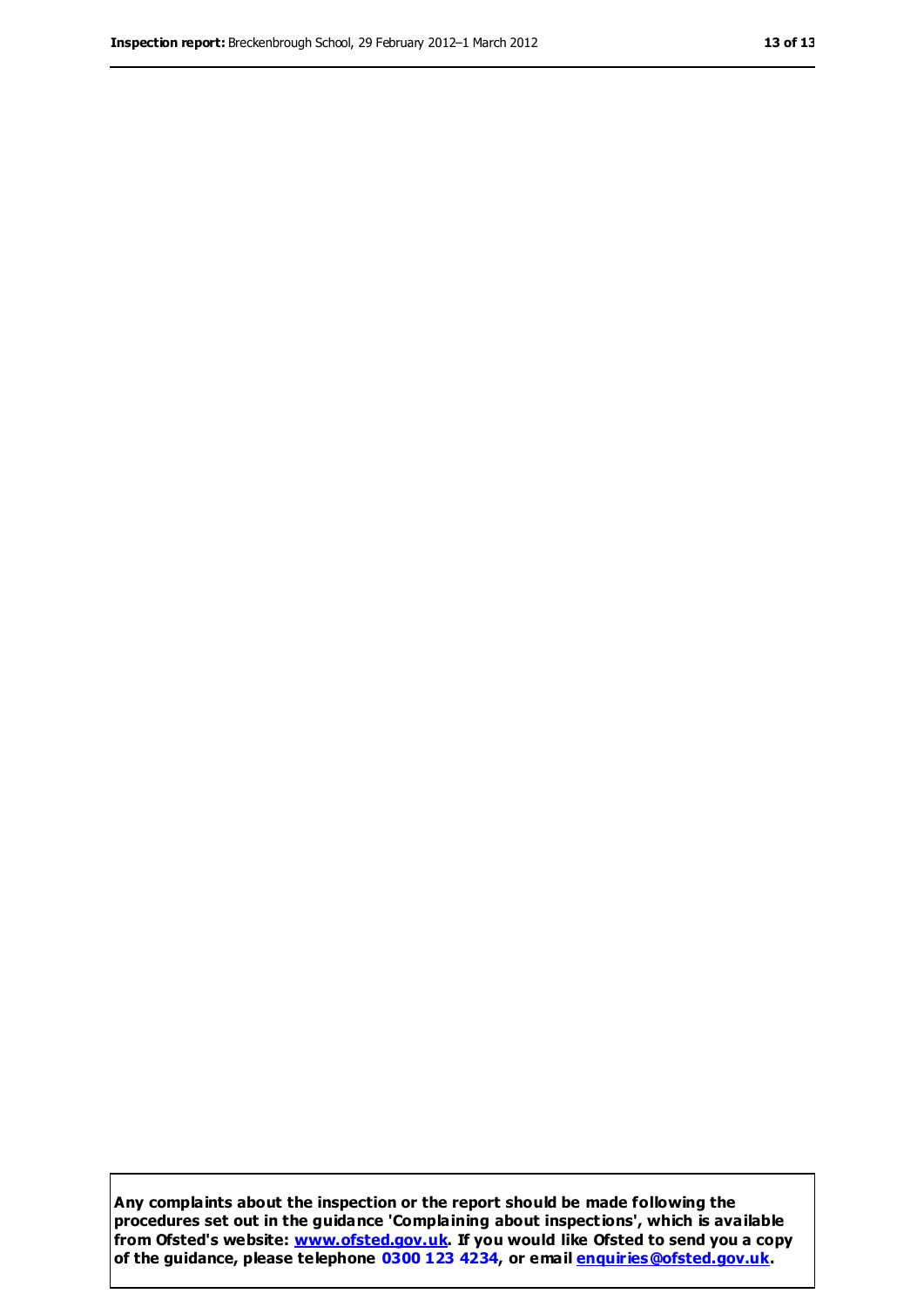**Any complaints about the inspection or the report should be made following the procedures set out in the guidance 'Complaining about inspections', which is available from Ofsted's website: www.ofsted.gov.uk. If you would like Ofsted to send you a copy of the guidance, please telephone 0300 123 4234, or email enquiries@ofsted.gov.uk.**